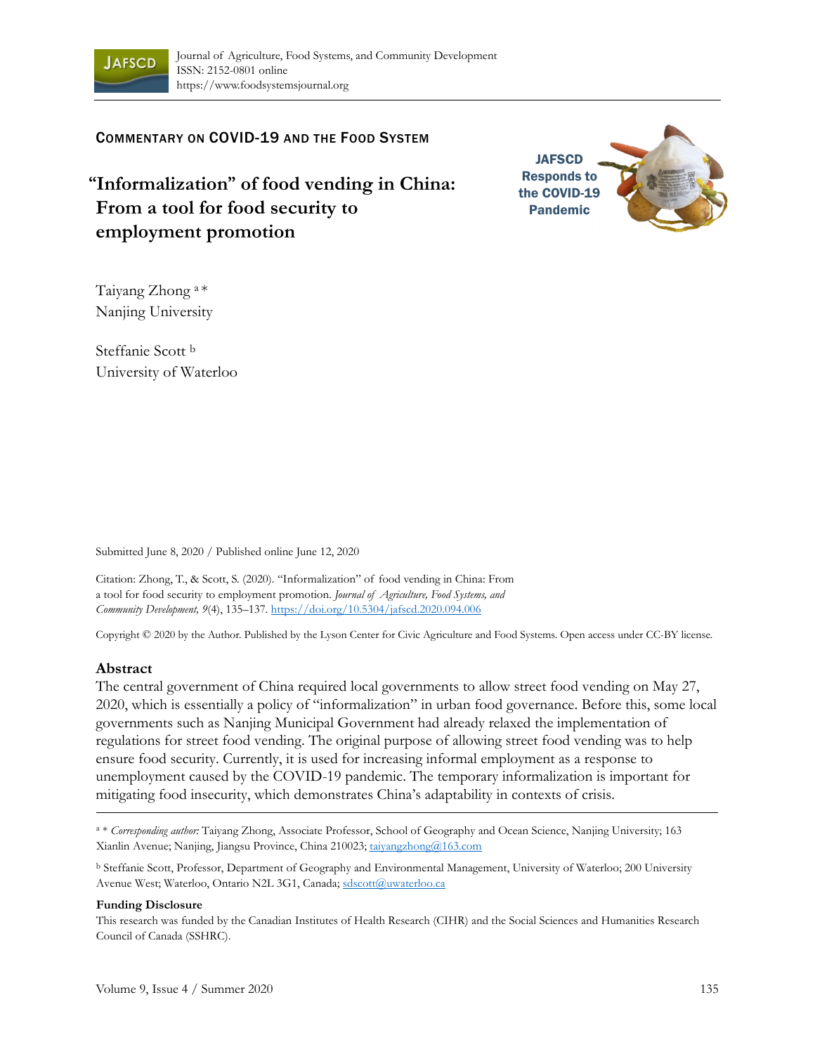COMMENTARY ON COVID-19 AND THE FOOD SYSTEM

JAFSCD Responds to the COVID-19 Pandemic

# "Informalization" of food vending in China: From a tool for food security to employment promotion

Taiyang Zhong [a] *
Nanjing University

Steffanie Scott [b]
University of Waterloo

Submitted June 8, 2020 / Published online June 12, 2020

Citation: Zhong, T., & Scott, S. (2020). "Informalization" of food vending in China: From a tool for food security to employment promotion. *Journal of Agriculture, Food Systems, and Community Development, 9*(4), 135–137. https://doi.org/10.5304/jafscd.2020.094.006

Copyright © 2020 by the Author. Published by the Lyson Center for Civic Agriculture and Food Systems. Open access under CC-BY license.

## Abstract

The central government of China required local governments to allow street food vending on May 27, 2020, which is essentially a policy of "informalization" in urban food governance. Before this, some local governments such as Nanjing Municipal Government had already relaxed the implementation of regulations for street food vending. The original purpose of allowing street food vending was to help ensure food security. Currently, it is used for increasing informal employment as a response to unemployment caused by the COVID-19 pandemic. The temporary informalization is important for mitigating food insecurity, which demonstrates China's adaptability in contexts of crisis.

---

[a] * *Corresponding author:* Taiyang Zhong, Associate Professor, School of Geography and Ocean Science, Nanjing University; 163 Xianlin Avenue; Nanjing, Jiangsu Province, China 210023; taiyangzhong@163.com

[b] Steffanie Scott, Professor, Department of Geography and Environmental Management, University of Waterloo; 200 University Avenue West; Waterloo, Ontario N2L 3G1, Canada; sdscott@uwaterloo.ca

**Funding Disclosure**

This research was funded by the Canadian Institutes of Health Research (CIHR) and the Social Sciences and Humanities Research Council of Canada (SSHRC).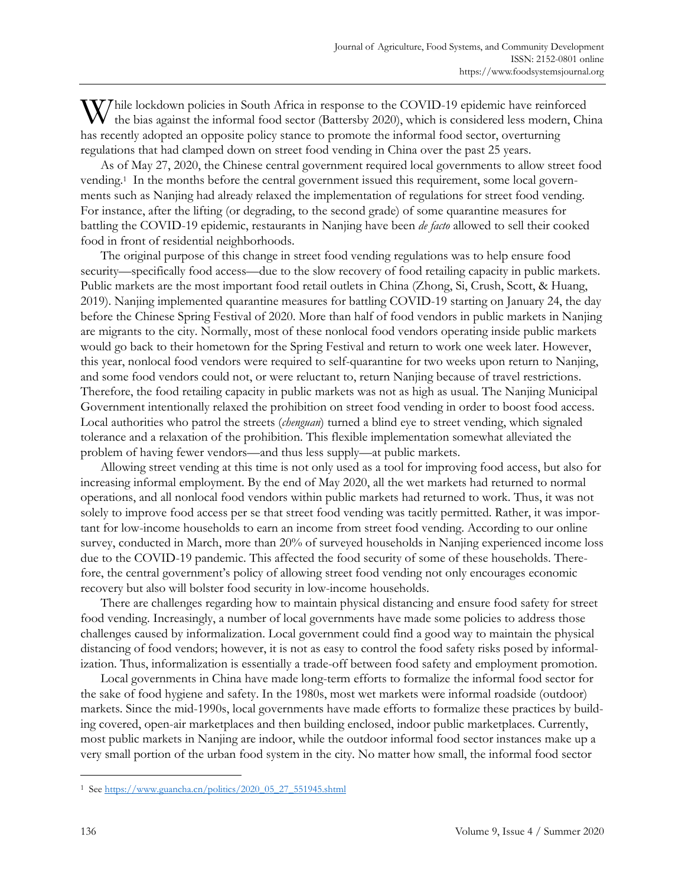While lockdown policies in South Africa in response to the COVID-19 epidemic have reinforced the bias against the informal food sector (Battersby 2020), which is considered less modern, China has recently adopted an opposite policy stance to promote the informal food sector, overturning regulations that had clamped down on street food vending in China over the past 25 years.

As of May 27, 2020, the Chinese central government required local governments to allow street food vending.[1] In the months before the central government issued this requirement, some local governments such as Nanjing had already relaxed the implementation of regulations for street food vending. For instance, after the lifting (or degrading, to the second grade) of some quarantine measures for battling the COVID-19 epidemic, restaurants in Nanjing have been *de facto* allowed to sell their cooked food in front of residential neighborhoods.

The original purpose of this change in street food vending regulations was to help ensure food security—specifically food access—due to the slow recovery of food retailing capacity in public markets. Public markets are the most important food retail outlets in China (Zhong, Si, Crush, Scott, & Huang, 2019). Nanjing implemented quarantine measures for battling COVID-19 starting on January 24, the day before the Chinese Spring Festival of 2020. More than half of food vendors in public markets in Nanjing are migrants to the city. Normally, most of these nonlocal food vendors operating inside public markets would go back to their hometown for the Spring Festival and return to work one week later. However, this year, nonlocal food vendors were required to self-quarantine for two weeks upon return to Nanjing, and some food vendors could not, or were reluctant to, return Nanjing because of travel restrictions. Therefore, the food retailing capacity in public markets was not as high as usual. The Nanjing Municipal Government intentionally relaxed the prohibition on street food vending in order to boost food access. Local authorities who patrol the streets (*chenguan*) turned a blind eye to street vending, which signaled tolerance and a relaxation of the prohibition. This flexible implementation somewhat alleviated the problem of having fewer vendors—and thus less supply—at public markets.

Allowing street vending at this time is not only used as a tool for improving food access, but also for increasing informal employment. By the end of May 2020, all the wet markets had returned to normal operations, and all nonlocal food vendors within public markets had returned to work. Thus, it was not solely to improve food access per se that street food vending was tacitly permitted. Rather, it was important for low-income households to earn an income from street food vending. According to our online survey, conducted in March, more than 20% of surveyed households in Nanjing experienced income loss due to the COVID-19 pandemic. This affected the food security of some of these households. Therefore, the central government's policy of allowing street food vending not only encourages economic recovery but also will bolster food security in low-income households.

There are challenges regarding how to maintain physical distancing and ensure food safety for street food vending. Increasingly, a number of local governments have made some policies to address those challenges caused by informalization. Local government could find a good way to maintain the physical distancing of food vendors; however, it is not as easy to control the food safety risks posed by informalization. Thus, informalization is essentially a trade-off between food safety and employment promotion.

Local governments in China have made long-term efforts to formalize the informal food sector for the sake of food hygiene and safety. In the 1980s, most wet markets were informal roadside (outdoor) markets. Since the mid-1990s, local governments have made efforts to formalize these practices by building covered, open-air marketplaces and then building enclosed, indoor public marketplaces. Currently, most public markets in Nanjing are indoor, while the outdoor informal food sector instances make up a very small portion of the urban food system in the city. No matter how small, the informal food sector

[1] See https://www.guancha.cn/politics/2020_05_27_551945.shtml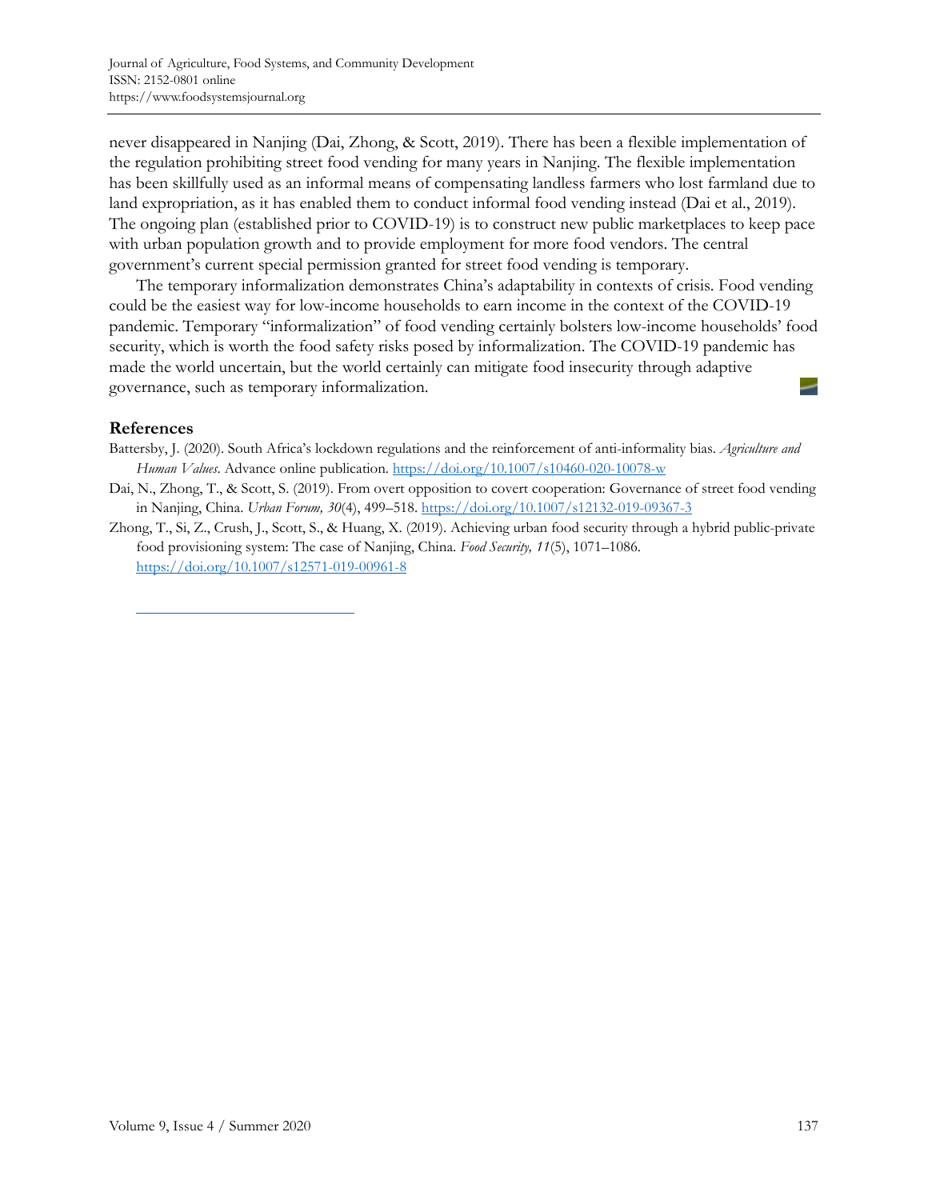never disappeared in Nanjing (Dai, Zhong, & Scott, 2019). There has been a flexible implementation of the regulation prohibiting street food vending for many years in Nanjing. The flexible implementation has been skillfully used as an informal means of compensating landless farmers who lost farmland due to land expropriation, as it has enabled them to conduct informal food vending instead (Dai et al., 2019). The ongoing plan (established prior to COVID-19) is to construct new public marketplaces to keep pace with urban population growth and to provide employment for more food vendors. The central government's current special permission granted for street food vending is temporary.

The temporary informalization demonstrates China's adaptability in contexts of crisis. Food vending could be the easiest way for low-income households to earn income in the context of the COVID-19 pandemic. Temporary "informalization" of food vending certainly bolsters low-income households' food security, which is worth the food safety risks posed by informalization. The COVID-19 pandemic has made the world uncertain, but the world certainly can mitigate food insecurity through adaptive governance, such as temporary informalization.

## References

Battersby, J. (2020). South Africa's lockdown regulations and the reinforcement of anti-informality bias. *Agriculture and Human Values*. Advance online publication. https://doi.org/10.1007/s10460-020-10078-w

Dai, N., Zhong, T., & Scott, S. (2019). From overt opposition to covert cooperation: Governance of street food vending in Nanjing, China. *Urban Forum, 30*(4), 499–518. https://doi.org/10.1007/s12132-019-09367-3

Zhong, T., Si, Z., Crush, J., Scott, S., & Huang, X. (2019). Achieving urban food security through a hybrid public-private food provisioning system: The case of Nanjing, China. *Food Security, 11*(5), 1071–1086. https://doi.org/10.1007/s12571-019-00961-8